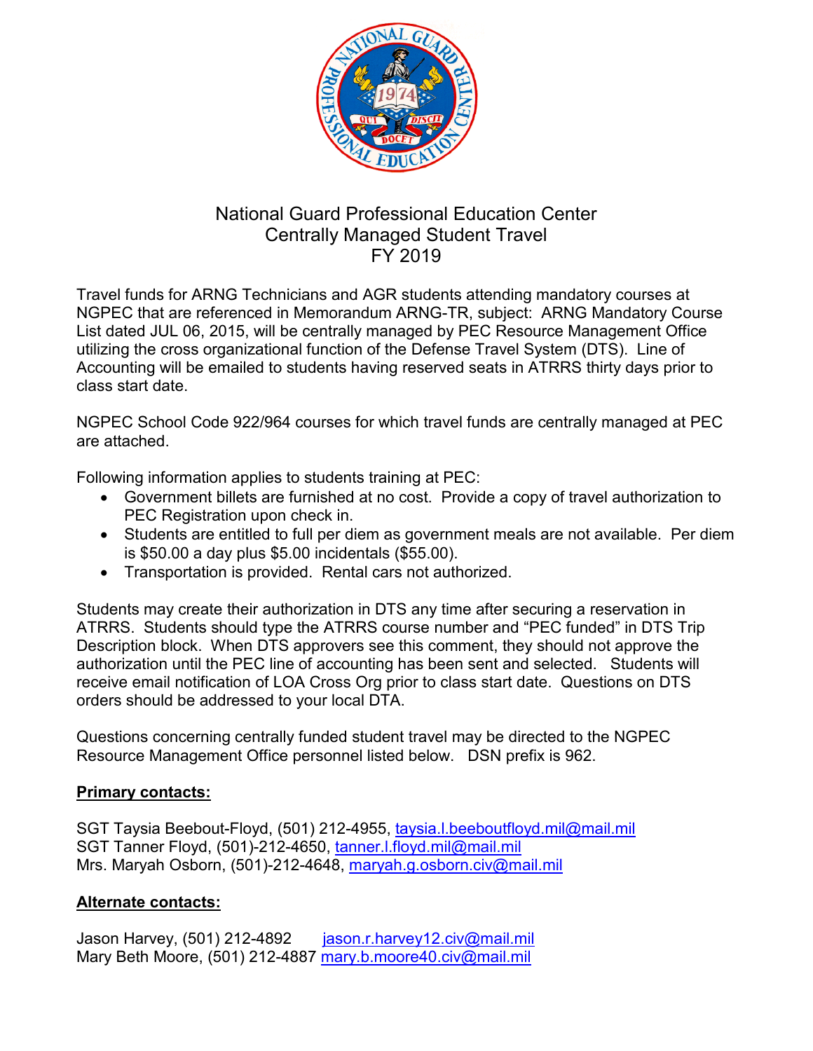# National Guard Professional Education Center
## Centrally Managed Student Travel
## FY 2019

Travel funds for ARNG Technicians and AGR students attending mandatory courses at NGPEC that are referenced in Memorandum ARNG-TR, subject: ARNG Mandatory Course List dated JUL 06, 2015, will be centrally managed by PEC Resource Management Office utilizing the cross organizational function of the Defense Travel System (DTS). Line of Accounting will be emailed to students having reserved seats in ATRRS thirty days prior to class start date.

NGPEC School Code 922/964 courses for which travel funds are centrally managed at PEC are attached.

Following information applies to students training at PEC:

- Government billets are furnished at no cost. Provide a copy of travel authorization to PEC Registration upon check in.
- Students are entitled to full per diem as government meals are not available. Per diem is $50.00 a day plus $5.00 incidentals ($55.00).
- Transportation is provided. Rental cars not authorized.

Students may create their authorization in DTS any time after securing a reservation in ATRRS. Students should type the ATRRS course number and "PEC funded" in DTS Trip Description block. When DTS approvers see this comment, they should not approve the authorization until the PEC line of accounting has been sent and selected. Students will receive email notification of LOA Cross Org prior to class start date. Questions on DTS orders should be addressed to your local DTA.

Questions concerning centrally funded student travel may be directed to the NGPEC Resource Management Office personnel listed below. DSN prefix is 962.

**Primary contacts:**

SGT Taysia Beebout-Floyd, (501) 212-4955, taysia.l.beeboutfloyd.mil@mail.mil
SGT Tanner Floyd, (501)-212-4650, tanner.l.floyd.mil@mail.mil
Mrs. Maryah Osborn, (501)-212-4648, maryah.g.osborn.civ@mail.mil

**Alternate contacts:**

Jason Harvey, (501) 212-4892 jason.r.harvey12.civ@mail.mil
Mary Beth Moore, (501) 212-4887 mary.b.moore40.civ@mail.mil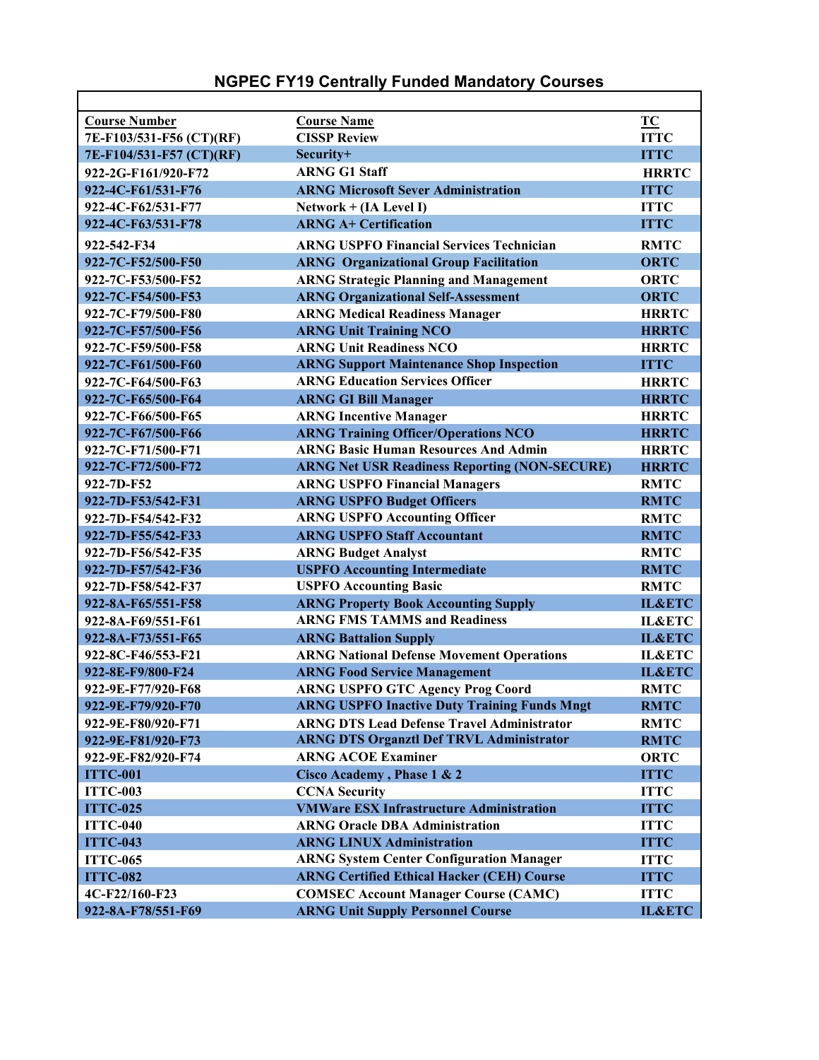## NGPEC FY19 Centrally Funded Mandatory Courses

| Course Number | Course Name | TC |
|---|---|---|
| 7E-F103/531-F56 (CT)(RF) | CISSP Review | ITTC |
| 7E-F104/531-F57 (CT)(RF) | Security+ | ITTC |
| 922-2G-F161/920-F72 | ARNG G1 Staff | HRRTC |
| 922-4C-F61/531-F76 | ARNG Microsoft Sever Administration | ITTC |
| 922-4C-F62/531-F77 | Network + (IA Level I) | ITTC |
| 922-4C-F63/531-F78 | ARNG A+ Certification | ITTC |
| 922-542-F34 | ARNG USPFO Financial Services Technician | RMTC |
| 922-7C-F52/500-F50 | ARNG Organizational Group Facilitation | ORTC |
| 922-7C-F53/500-F52 | ARNG Strategic Planning and Management | ORTC |
| 922-7C-F54/500-F53 | ARNG Organizational Self-Assessment | ORTC |
| 922-7C-F79/500-F80 | ARNG Medical Readiness Manager | HRRTC |
| 922-7C-F57/500-F56 | ARNG Unit Training NCO | HRRTC |
| 922-7C-F59/500-F58 | ARNG Unit Readiness NCO | HRRTC |
| 922-7C-F61/500-F60 | ARNG Support Maintenance Shop Inspection | ITTC |
| 922-7C-F64/500-F63 | ARNG Education Services Officer | HRRTC |
| 922-7C-F65/500-F64 | ARNG GI Bill Manager | HRRTC |
| 922-7C-F66/500-F65 | ARNG Incentive Manager | HRRTC |
| 922-7C-F67/500-F66 | ARNG Training Officer/Operations NCO | HRRTC |
| 922-7C-F71/500-F71 | ARNG Basic Human Resources And Admin | HRRTC |
| 922-7C-F72/500-F72 | ARNG Net USR Readiness Reporting (NON-SECURE) | HRRTC |
| 922-7D-F52 | ARNG USPFO Financial Managers | RMTC |
| 922-7D-F53/542-F31 | ARNG USPFO Budget Officers | RMTC |
| 922-7D-F54/542-F32 | ARNG USPFO Accounting Officer | RMTC |
| 922-7D-F55/542-F33 | ARNG USPFO Staff Accountant | RMTC |
| 922-7D-F56/542-F35 | ARNG Budget Analyst | RMTC |
| 922-7D-F57/542-F36 | USPFO Accounting Intermediate | RMTC |
| 922-7D-F58/542-F37 | USPFO Accounting Basic | RMTC |
| 922-8A-F65/551-F58 | ARNG Property Book Accounting Supply | IL&ETC |
| 922-8A-F69/551-F61 | ARNG FMS TAMMS and Readiness | IL&ETC |
| 922-8A-F73/551-F65 | ARNG Battalion Supply | IL&ETC |
| 922-8C-F46/553-F21 | ARNG National Defense Movement Operations | IL&ETC |
| 922-8E-F9/800-F24 | ARNG Food Service Management | IL&ETC |
| 922-9E-F77/920-F68 | ARNG USPFO GTC Agency Prog Coord | RMTC |
| 922-9E-F79/920-F70 | ARNG USPFO Inactive Duty Training Funds Mngt | RMTC |
| 922-9E-F80/920-F71 | ARNG DTS Lead Defense Travel Administrator | RMTC |
| 922-9E-F81/920-F73 | ARNG DTS Organztl Def TRVL Administrator | RMTC |
| 922-9E-F82/920-F74 | ARNG ACOE Examiner | ORTC |
| ITTC-001 | Cisco Academy , Phase 1 & 2 | ITTC |
| ITTC-003 | CCNA Security | ITTC |
| ITTC-025 | VMWare ESX Infrastructure Administration | ITTC |
| ITTC-040 | ARNG Oracle DBA Administration | ITTC |
| ITTC-043 | ARNG LINUX Administration | ITTC |
| ITTC-065 | ARNG System Center Configuration Manager | ITTC |
| ITTC-082 | ARNG Certified Ethical Hacker (CEH) Course | ITTC |
| 4C-F22/160-F23 | COMSEC Account Manager Course (CAMC) | ITTC |
| 922-8A-F78/551-F69 | ARNG Unit Supply Personnel Course | IL&ETC |